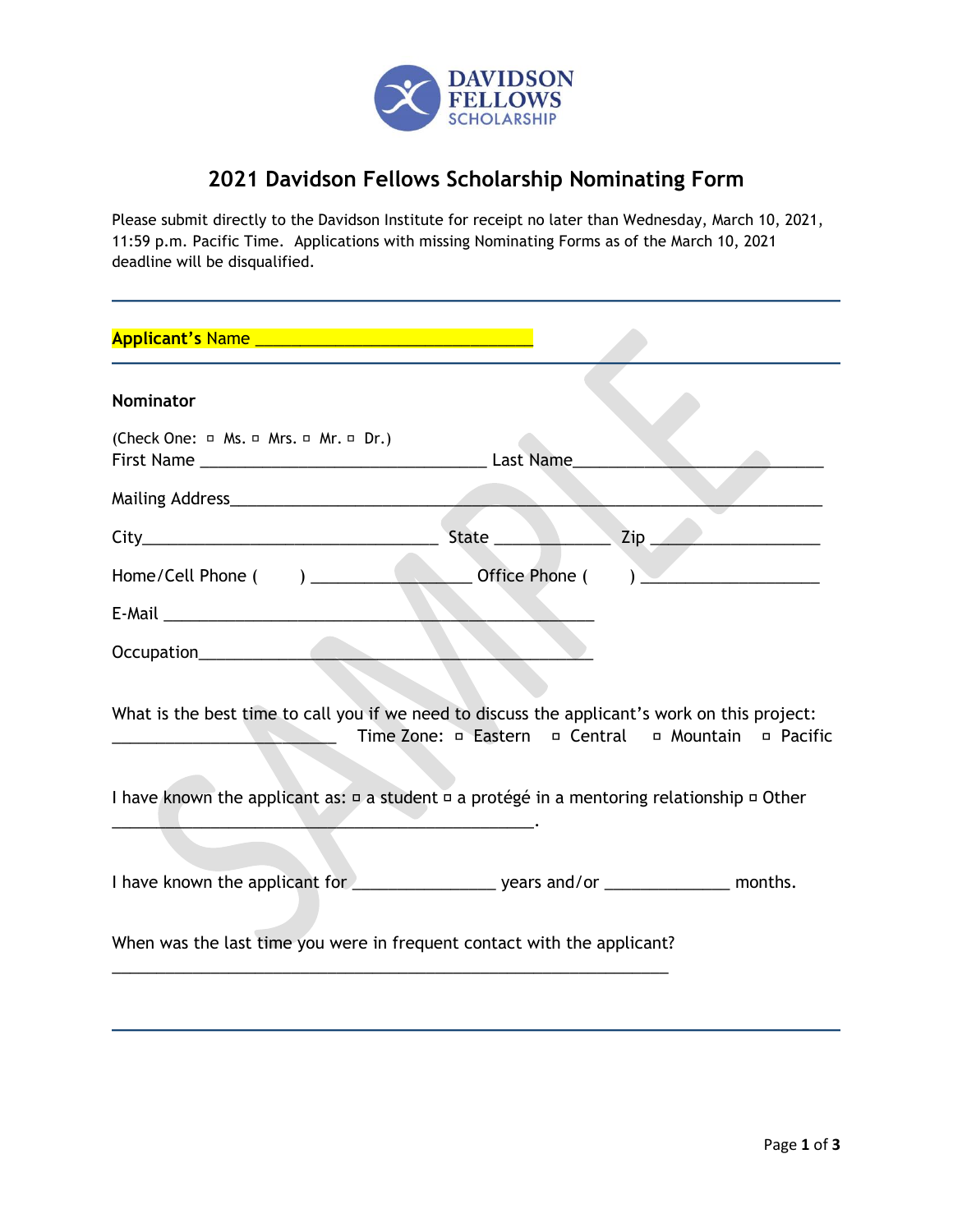DAVIDSON FELLOWS SCHOLARSHIP

# 2021 Davidson Fellows Scholarship Nominating Form

Please submit directly to the Davidson Institute for receipt no later than Wednesday, March 10, 2021, 11:59 p.m. Pacific Time. Applications with missing Nominating Forms as of the March 10, 2021 deadline will be disqualified.

---

**Applicant's** Name ______________________________

---

**Nominator**

(Check One: ▫ Ms. ▫ Mrs. ▫ Mr. ▫ Dr.)
First Name ______________________________ Last Name______________________________

Mailing Address______________________________________________________________

City______________________________ State ____________ Zip __________________

Home/Cell Phone (      ) __________________ Office Phone (      ) __________________

E-Mail ______________________________________________

Occupation____________________________________________

What is the best time to call you if we need to discuss the applicant's work on this project:
________________________ Time Zone: ▫ Eastern ▫ Central ▫ Mountain ▫ Pacific

I have known the applicant as: ▫ a student ▫ a protégé in a mentoring relationship ▫ Other ______________________________________________.

I have known the applicant for _______________ years and/or _____________ months.

When was the last time you were in frequent contact with the applicant?
____________________________________________________________

---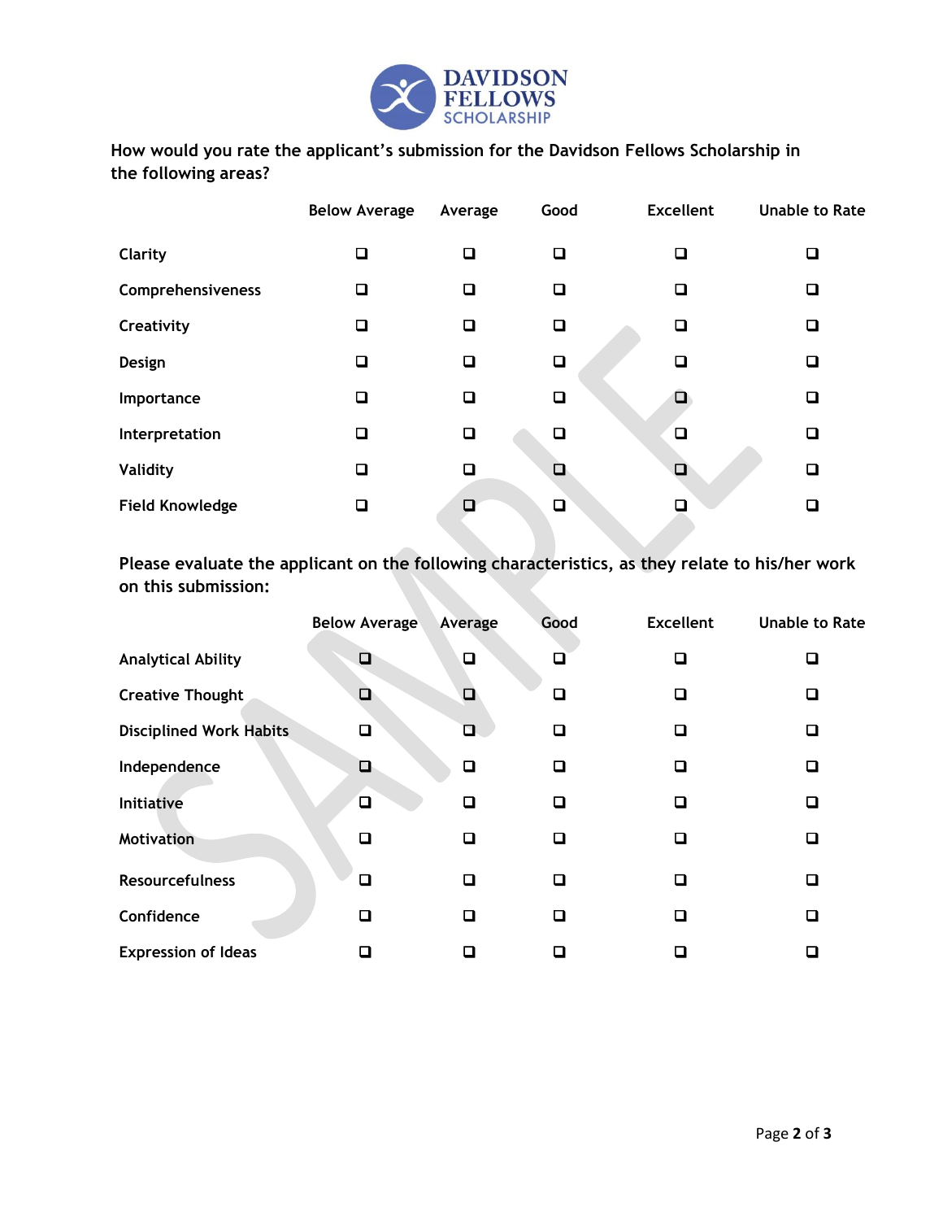**DAVIDSON FELLOWS SCHOLARSHIP**

How would you rate the applicant's submission for the Davidson Fellows Scholarship in the following areas?

| | Below Average | Average | Good | Excellent | Unable to Rate |
|---|---|---|---|---|---|
| Clarity | ❑ | ❑ | ❑ | ❑ | ❑ |
| Comprehensiveness | ❑ | ❑ | ❑ | ❑ | ❑ |
| Creativity | ❑ | ❑ | ❑ | ❑ | ❑ |
| Design | ❑ | ❑ | ❑ | ❑ | ❑ |
| Importance | ❑ | ❑ | ❑ | ❑ | ❑ |
| Interpretation | ❑ | ❑ | ❑ | ❑ | ❑ |
| Validity | ❑ | ❑ | ❑ | ❑ | ❑ |
| Field Knowledge | ❑ | ❑ | ❑ | ❑ | ❑ |

Please evaluate the applicant on the following characteristics, as they relate to his/her work on this submission:

| | Below Average | Average | Good | Excellent | Unable to Rate |
|---|---|---|---|---|---|
| Analytical Ability | ❑ | ❑ | ❑ | ❑ | ❑ |
| Creative Thought | ❑ | ❑ | ❑ | ❑ | ❑ |
| Disciplined Work Habits | ❑ | ❑ | ❑ | ❑ | ❑ |
| Independence | ❑ | ❑ | ❑ | ❑ | ❑ |
| Initiative | ❑ | ❑ | ❑ | ❑ | ❑ |
| Motivation | ❑ | ❑ | ❑ | ❑ | ❑ |
| Resourcefulness | ❑ | ❑ | ❑ | ❑ | ❑ |
| Confidence | ❑ | ❑ | ❑ | ❑ | ❑ |
| Expression of Ideas | ❑ | ❑ | ❑ | ❑ | ❑ |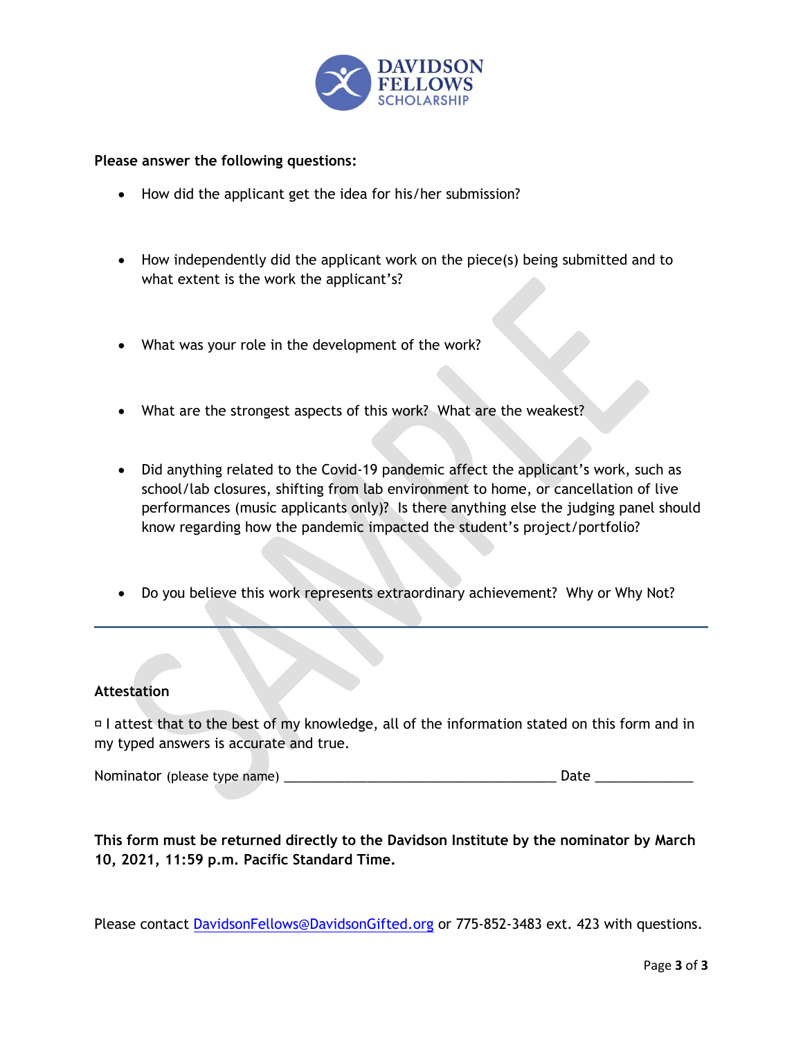**Please answer the following questions:**

- How did the applicant get the idea for his/her submission?

- How independently did the applicant work on the piece(s) being submitted and to what extent is the work the applicant's?

- What was your role in the development of the work?

- What are the strongest aspects of this work? What are the weakest?

- Did anything related to the Covid-19 pandemic affect the applicant's work, such as school/lab closures, shifting from lab environment to home, or cancellation of live performances (music applicants only)? Is there anything else the judging panel should know regarding how the pandemic impacted the student's project/portfolio?

- Do you believe this work represents extraordinary achievement? Why or Why Not?

---

**Attestation**

▫ I attest that to the best of my knowledge, all of the information stated on this form and in my typed answers is accurate and true.

Nominator (please type name) ______________________________________ Date _____________

**This form must be returned directly to the Davidson Institute by the nominator by March 10, 2021, 11:59 p.m. Pacific Standard Time.**

Please contact DavidsonFellows@DavidsonGifted.org or 775-852-3483 ext. 423 with questions.